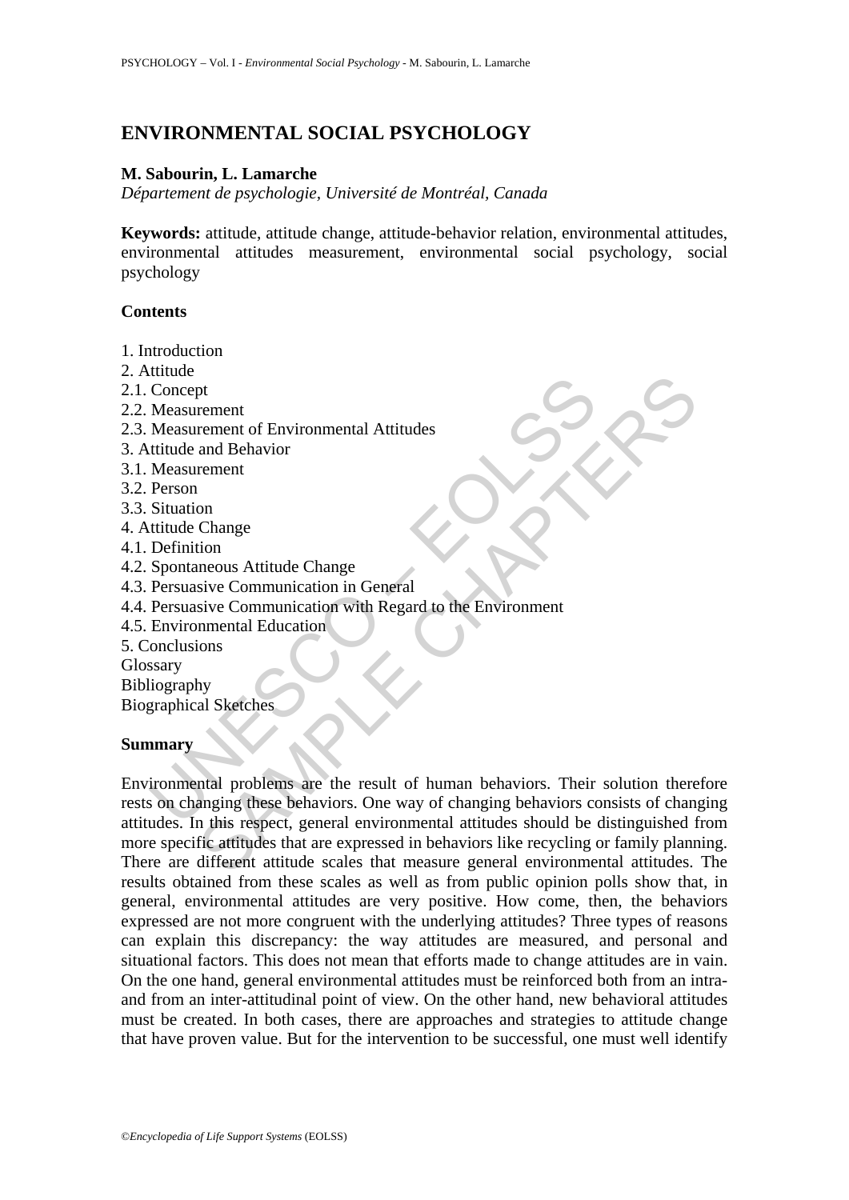# ENVIRONMENTAL SOCIAL PSYCHOLOGY

**M. Sabourin, L. Lamarche**

*Département de psychologie, Université de Montréal, Canada*

**Keywords:** attitude, attitude change, attitude-behavior relation, environmental attitudes, environmental attitudes measurement, environmental social psychology, social psychology

**Contents**

1. Introduction
2. Attitude
2.1. Concept
2.2. Measurement
2.3. Measurement of Environmental Attitudes
3. Attitude and Behavior
3.1. Measurement
3.2. Person
3.3. Situation
4. Attitude Change
4.1. Definition
4.2. Spontaneous Attitude Change
4.3. Persuasive Communication in General
4.4. Persuasive Communication with Regard to the Environment
4.5. Environmental Education
5. Conclusions

Glossary

Bibliography

Biographical Sketches

**Summary**

Environmental problems are the result of human behaviors. Their solution therefore rests on changing these behaviors. One way of changing behaviors consists of changing attitudes. In this respect, general environmental attitudes should be distinguished from more specific attitudes that are expressed in behaviors like recycling or family planning. There are different attitude scales that measure general environmental attitudes. The results obtained from these scales as well as from public opinion polls show that, in general, environmental attitudes are very positive. How come, then, the behaviors expressed are not more congruent with the underlying attitudes? Three types of reasons can explain this discrepancy: the way attitudes are measured, and personal and situational factors. This does not mean that efforts made to change attitudes are in vain. On the one hand, general environmental attitudes must be reinforced both from an intra- and from an inter-attitudinal point of view. On the other hand, new behavioral attitudes must be created. In both cases, there are approaches and strategies to attitude change that have proven value. But for the intervention to be successful, one must well identify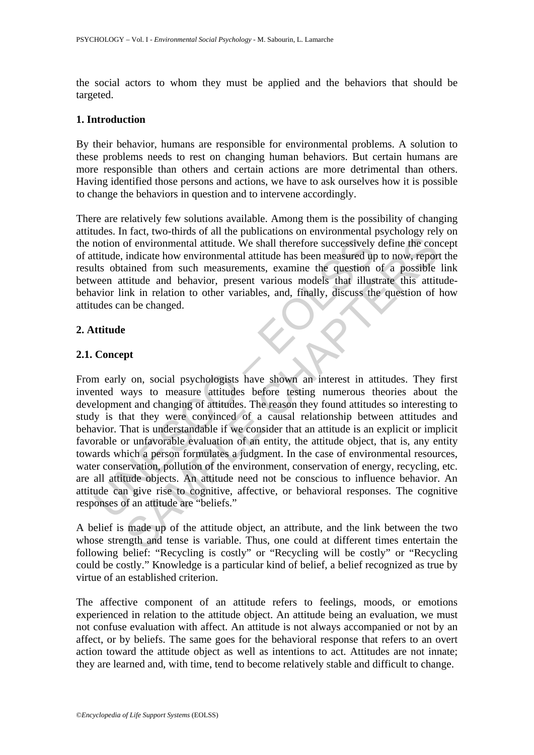the social actors to whom they must be applied and the behaviors that should be targeted.

## 1. Introduction

By their behavior, humans are responsible for environmental problems. A solution to these problems needs to rest on changing human behaviors. But certain humans are more responsible than others and certain actions are more detrimental than others. Having identified those persons and actions, we have to ask ourselves how it is possible to change the behaviors in question and to intervene accordingly.

There are relatively few solutions available. Among them is the possibility of changing attitudes. In fact, two-thirds of all the publications on environmental psychology rely on the notion of environmental attitude. We shall therefore successively define the concept of attitude, indicate how environmental attitude has been measured up to now, report the results obtained from such measurements, examine the question of a possible link between attitude and behavior, present various models that illustrate this attitude-behavior link in relation to other variables, and, finally, discuss the question of how attitudes can be changed.

## 2. Attitude

### 2.1. Concept

From early on, social psychologists have shown an interest in attitudes. They first invented ways to measure attitudes before testing numerous theories about the development and changing of attitudes. The reason they found attitudes so interesting to study is that they were convinced of a causal relationship between attitudes and behavior. That is understandable if we consider that an attitude is an explicit or implicit favorable or unfavorable evaluation of an entity, the attitude object, that is, any entity towards which a person formulates a judgment. In the case of environmental resources, water conservation, pollution of the environment, conservation of energy, recycling, etc. are all attitude objects. An attitude need not be conscious to influence behavior. An attitude can give rise to cognitive, affective, or behavioral responses. The cognitive responses of an attitude are "beliefs."

A belief is made up of the attitude object, an attribute, and the link between the two whose strength and tense is variable. Thus, one could at different times entertain the following belief: "Recycling is costly" or "Recycling will be costly" or "Recycling could be costly." Knowledge is a particular kind of belief, a belief recognized as true by virtue of an established criterion.

The affective component of an attitude refers to feelings, moods, or emotions experienced in relation to the attitude object. An attitude being an evaluation, we must not confuse evaluation with affect. An attitude is not always accompanied or not by an affect, or by beliefs. The same goes for the behavioral response that refers to an overt action toward the attitude object as well as intentions to act. Attitudes are not innate; they are learned and, with time, tend to become relatively stable and difficult to change.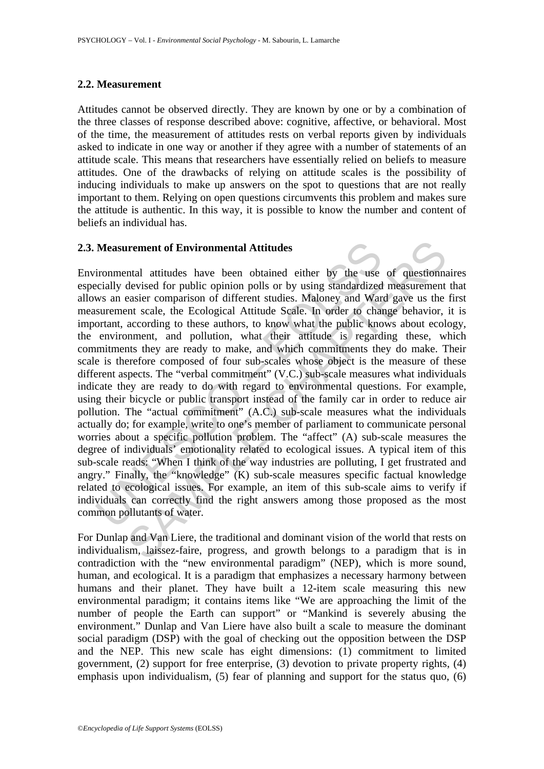## 2.2. Measurement

Attitudes cannot be observed directly. They are known by one or by a combination of the three classes of response described above: cognitive, affective, or behavioral. Most of the time, the measurement of attitudes rests on verbal reports given by individuals asked to indicate in one way or another if they agree with a number of statements of an attitude scale. This means that researchers have essentially relied on beliefs to measure attitudes. One of the drawbacks of relying on attitude scales is the possibility of inducing individuals to make up answers on the spot to questions that are not really important to them. Relying on open questions circumvents this problem and makes sure the attitude is authentic. In this way, it is possible to know the number and content of beliefs an individual has.

## 2.3. Measurement of Environmental Attitudes

Environmental attitudes have been obtained either by the use of questionnaires especially devised for public opinion polls or by using standardized measurement that allows an easier comparison of different studies. Maloney and Ward gave us the first measurement scale, the Ecological Attitude Scale. In order to change behavior, it is important, according to these authors, to know what the public knows about ecology, the environment, and pollution, what their attitude is regarding these, which commitments they are ready to make, and which commitments they do make. Their scale is therefore composed of four sub-scales whose object is the measure of these different aspects. The "verbal commitment" (V.C.) sub-scale measures what individuals indicate they are ready to do with regard to environmental questions. For example, using their bicycle or public transport instead of the family car in order to reduce air pollution. The "actual commitment" (A.C.) sub-scale measures what the individuals actually do; for example, write to one's member of parliament to communicate personal worries about a specific pollution problem. The "affect" (A) sub-scale measures the degree of individuals' emotionality related to ecological issues. A typical item of this sub-scale reads: "When I think of the way industries are polluting, I get frustrated and angry." Finally, the "knowledge" (K) sub-scale measures specific factual knowledge related to ecological issues. For example, an item of this sub-scale aims to verify if individuals can correctly find the right answers among those proposed as the most common pollutants of water.

For Dunlap and Van Liere, the traditional and dominant vision of the world that rests on individualism, laissez-faire, progress, and growth belongs to a paradigm that is in contradiction with the "new environmental paradigm" (NEP), which is more sound, human, and ecological. It is a paradigm that emphasizes a necessary harmony between humans and their planet. They have built a 12-item scale measuring this new environmental paradigm; it contains items like "We are approaching the limit of the number of people the Earth can support" or "Mankind is severely abusing the environment." Dunlap and Van Liere have also built a scale to measure the dominant social paradigm (DSP) with the goal of checking out the opposition between the DSP and the NEP. This new scale has eight dimensions: (1) commitment to limited government, (2) support for free enterprise, (3) devotion to private property rights, (4) emphasis upon individualism, (5) fear of planning and support for the status quo, (6)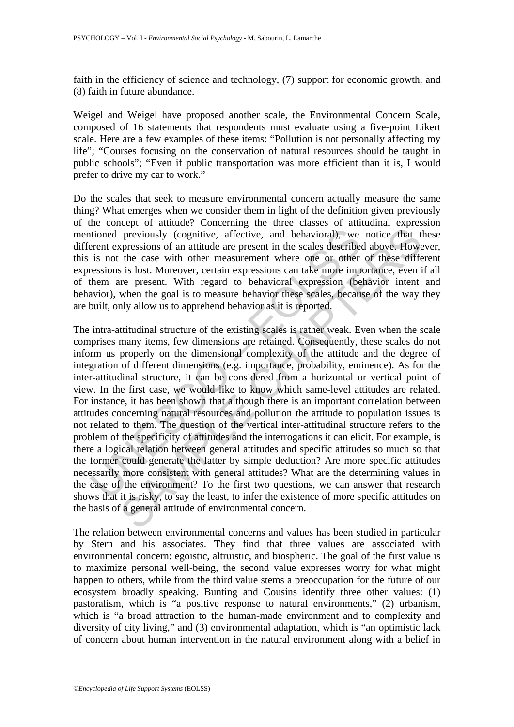faith in the efficiency of science and technology, (7) support for economic growth, and (8) faith in future abundance.

Weigel and Weigel have proposed another scale, the Environmental Concern Scale, composed of 16 statements that respondents must evaluate using a five-point Likert scale. Here are a few examples of these items: "Pollution is not personally affecting my life"; "Courses focusing on the conservation of natural resources should be taught in public schools"; "Even if public transportation was more efficient than it is, I would prefer to drive my car to work."

Do the scales that seek to measure environmental concern actually measure the same thing? What emerges when we consider them in light of the definition given previously of the concept of attitude? Concerning the three classes of attitudinal expression mentioned previously (cognitive, affective, and behavioral), we notice that these different expressions of an attitude are present in the scales described above. However, this is not the case with other measurement where one or other of these different expressions is lost. Moreover, certain expressions can take more importance, even if all of them are present. With regard to behavioral expression (behavior intent and behavior), when the goal is to measure behavior these scales, because of the way they are built, only allow us to apprehend behavior as it is reported.

The intra-attitudinal structure of the existing scales is rather weak. Even when the scale comprises many items, few dimensions are retained. Consequently, these scales do not inform us properly on the dimensional complexity of the attitude and the degree of integration of different dimensions (e.g. importance, probability, eminence). As for the inter-attitudinal structure, it can be considered from a horizontal or vertical point of view. In the first case, we would like to know which same-level attitudes are related. For instance, it has been shown that although there is an important correlation between attitudes concerning natural resources and pollution the attitude to population issues is not related to them. The question of the vertical inter-attitudinal structure refers to the problem of the specificity of attitudes and the interrogations it can elicit. For example, is there a logical relation between general attitudes and specific attitudes so much so that the former could generate the latter by simple deduction? Are more specific attitudes necessarily more consistent with general attitudes? What are the determining values in the case of the environment? To the first two questions, we can answer that research shows that it is risky, to say the least, to infer the existence of more specific attitudes on the basis of a general attitude of environmental concern.

The relation between environmental concerns and values has been studied in particular by Stern and his associates. They find that three values are associated with environmental concern: egoistic, altruistic, and biospheric. The goal of the first value is to maximize personal well-being, the second value expresses worry for what might happen to others, while from the third value stems a preoccupation for the future of our ecosystem broadly speaking. Bunting and Cousins identify three other values: (1) pastoralism, which is "a positive response to natural environments," (2) urbanism, which is "a broad attraction to the human-made environment and to complexity and diversity of city living," and (3) environmental adaptation, which is "an optimistic lack of concern about human intervention in the natural environment along with a belief in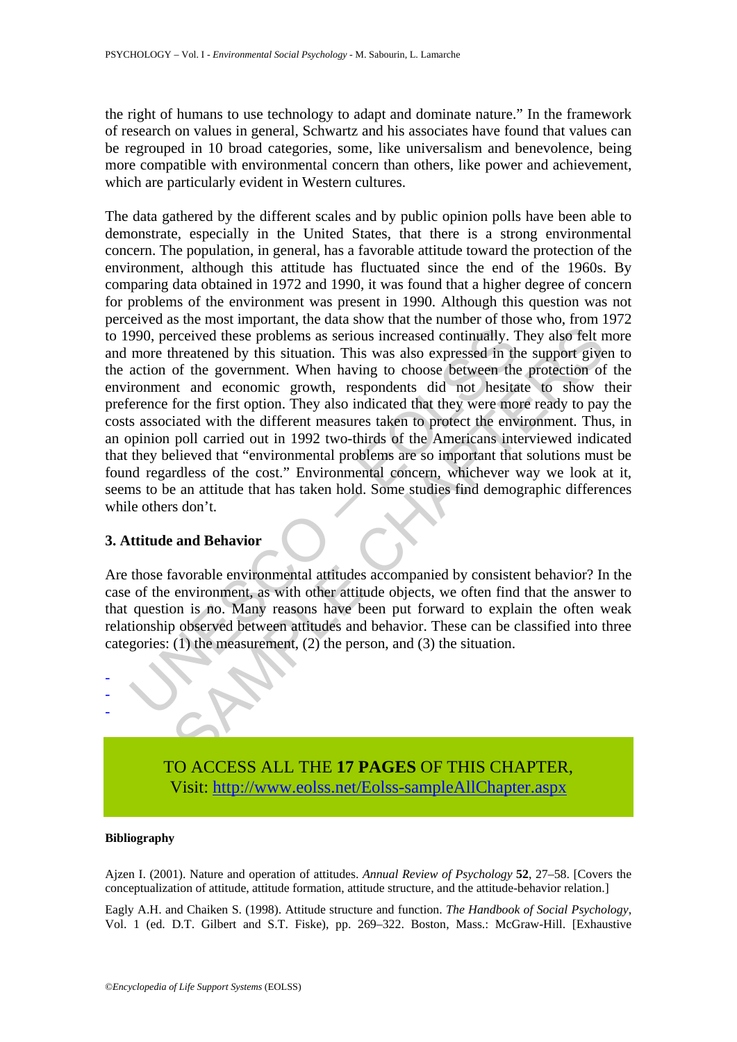the right of humans to use technology to adapt and dominate nature." In the framework of research on values in general, Schwartz and his associates have found that values can be regrouped in 10 broad categories, some, like universalism and benevolence, being more compatible with environmental concern than others, like power and achievement, which are particularly evident in Western cultures.

The data gathered by the different scales and by public opinion polls have been able to demonstrate, especially in the United States, that there is a strong environmental concern. The population, in general, has a favorable attitude toward the protection of the environment, although this attitude has fluctuated since the end of the 1960s. By comparing data obtained in 1972 and 1990, it was found that a higher degree of concern for problems of the environment was present in 1990. Although this question was not perceived as the most important, the data show that the number of those who, from 1972 to 1990, perceived these problems as serious increased continually. They also felt more and more threatened by this situation. This was also expressed in the support given to the action of the government. When having to choose between the protection of the environment and economic growth, respondents did not hesitate to show their preference for the first option. They also indicated that they were more ready to pay the costs associated with the different measures taken to protect the environment. Thus, in an opinion poll carried out in 1992 two-thirds of the Americans interviewed indicated that they believed that "environmental problems are so important that solutions must be found regardless of the cost." Environmental concern, whichever way we look at it, seems to be an attitude that has taken hold. Some studies find demographic differences while others don't.

## 3. Attitude and Behavior

Are those favorable environmental attitudes accompanied by consistent behavior? In the case of the environment, as with other attitude objects, we often find that the answer to that question is no. Many reasons have been put forward to explain the often weak relationship observed between attitudes and behavior. These can be classified into three categories: (1) the measurement, (2) the person, and (3) the situation.

-
-
-

TO ACCESS ALL THE **17 PAGES** OF THIS CHAPTER,
Visit: http://www.eolss.net/Eolss-sampleAllChapter.aspx

**Bibliography**

Ajzen I. (2001). Nature and operation of attitudes. *Annual Review of Psychology* **52**, 27–58. [Covers the conceptualization of attitude, attitude formation, attitude structure, and the attitude-behavior relation.]

Eagly A.H. and Chaiken S. (1998). Attitude structure and function. *The Handbook of Social Psychology*, Vol. 1 (ed. D.T. Gilbert and S.T. Fiske), pp. 269–322. Boston, Mass.: McGraw-Hill. [Exhaustive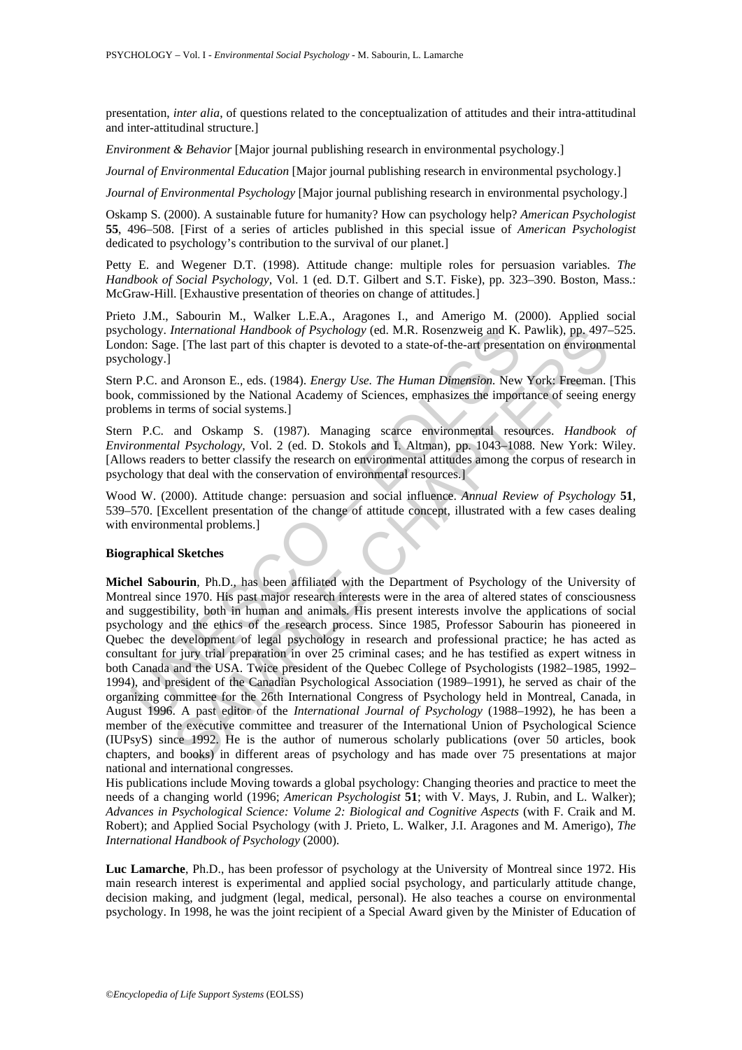presentation, *inter alia*, of questions related to the conceptualization of attitudes and their intra-attitudinal and inter-attitudinal structure.]

*Environment & Behavior* [Major journal publishing research in environmental psychology.]

*Journal of Environmental Education* [Major journal publishing research in environmental psychology.]

*Journal of Environmental Psychology* [Major journal publishing research in environmental psychology.]

Oskamp S. (2000). A sustainable future for humanity? How can psychology help? *American Psychologist* **55**, 496–508. [First of a series of articles published in this special issue of *American Psychologist* dedicated to psychology's contribution to the survival of our planet.]

Petty E. and Wegener D.T. (1998). Attitude change: multiple roles for persuasion variables. *The Handbook of Social Psychology*, Vol. 1 (ed. D.T. Gilbert and S.T. Fiske), pp. 323–390. Boston, Mass.: McGraw-Hill. [Exhaustive presentation of theories on change of attitudes.]

Prieto J.M., Sabourin M., Walker L.E.A., Aragones I., and Amerigo M. (2000). Applied social psychology. *International Handbook of Psychology* (ed. M.R. Rosenzweig and K. Pawlik), pp. 497–525. London: Sage. [The last part of this chapter is devoted to a state-of-the-art presentation on environmental psychology.]

Stern P.C. and Aronson E., eds. (1984). *Energy Use. The Human Dimension.* New York: Freeman. [This book, commissioned by the National Academy of Sciences, emphasizes the importance of seeing energy problems in terms of social systems.]

Stern P.C. and Oskamp S. (1987). Managing scarce environmental resources. *Handbook of Environmental Psychology*, Vol. 2 (ed. D. Stokols and I. Altman), pp. 1043–1088. New York: Wiley. [Allows readers to better classify the research on environmental attitudes among the corpus of research in psychology that deal with the conservation of environmental resources.]

Wood W. (2000). Attitude change: persuasion and social influence. *Annual Review of Psychology* **51**, 539–570. [Excellent presentation of the change of attitude concept, illustrated with a few cases dealing with environmental problems.]

**Biographical Sketches**

**Michel Sabourin**, Ph.D., has been affiliated with the Department of Psychology of the University of Montreal since 1970. His past major research interests were in the area of altered states of consciousness and suggestibility, both in human and animals. His present interests involve the applications of social psychology and the ethics of the research process. Since 1985, Professor Sabourin has pioneered in Quebec the development of legal psychology in research and professional practice; he has acted as consultant for jury trial preparation in over 25 criminal cases; and he has testified as expert witness in both Canada and the USA. Twice president of the Quebec College of Psychologists (1982–1985, 1992–1994), and president of the Canadian Psychological Association (1989–1991), he served as chair of the organizing committee for the 26th International Congress of Psychology held in Montreal, Canada, in August 1996. A past editor of the *International Journal of Psychology* (1988–1992), he has been a member of the executive committee and treasurer of the International Union of Psychological Science (IUPsyS) since 1992. He is the author of numerous scholarly publications (over 50 articles, book chapters, and books) in different areas of psychology and has made over 75 presentations at major national and international congresses.

His publications include Moving towards a global psychology: Changing theories and practice to meet the needs of a changing world (1996; *American Psychologist* **51**; with V. Mays, J. Rubin, and L. Walker); *Advances in Psychological Science: Volume 2: Biological and Cognitive Aspects* (with F. Craik and M. Robert); and Applied Social Psychology (with J. Prieto, L. Walker, J.I. Aragones and M. Amerigo), *The International Handbook of Psychology* (2000).

**Luc Lamarche**, Ph.D., has been professor of psychology at the University of Montreal since 1972. His main research interest is experimental and applied social psychology, and particularly attitude change, decision making, and judgment (legal, medical, personal). He also teaches a course on environmental psychology. In 1998, he was the joint recipient of a Special Award given by the Minister of Education of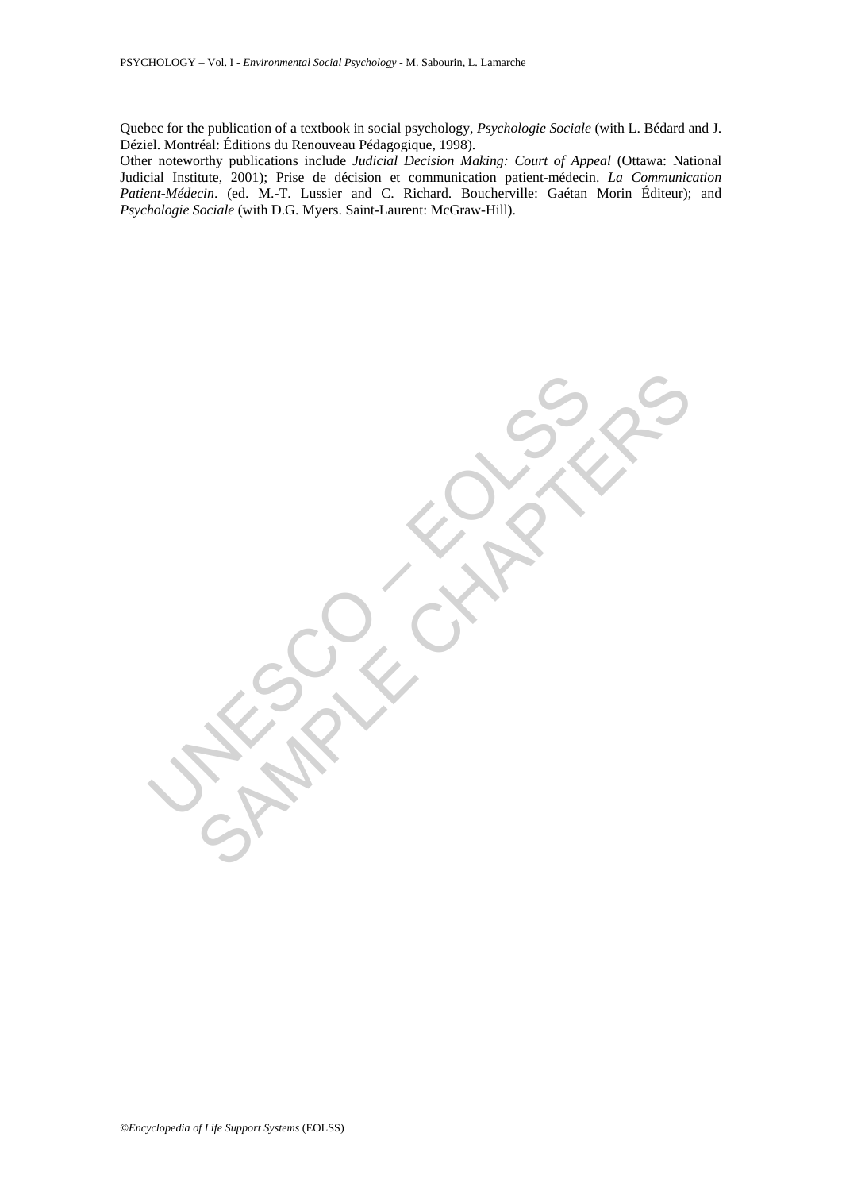Quebec for the publication of a textbook in social psychology, *Psychologie Sociale* (with L. Bédard and J. Déziel. Montréal: Éditions du Renouveau Pédagogique, 1998).

Other noteworthy publications include *Judicial Decision Making: Court of Appeal* (Ottawa: National Judicial Institute, 2001); Prise de décision et communication patient-médecin. *La Communication Patient-Médecin*. (ed. M.-T. Lussier and C. Richard. Boucherville: Gaétan Morin Éditeur); and *Psychologie Sociale* (with D.G. Myers. Saint-Laurent: McGraw-Hill).